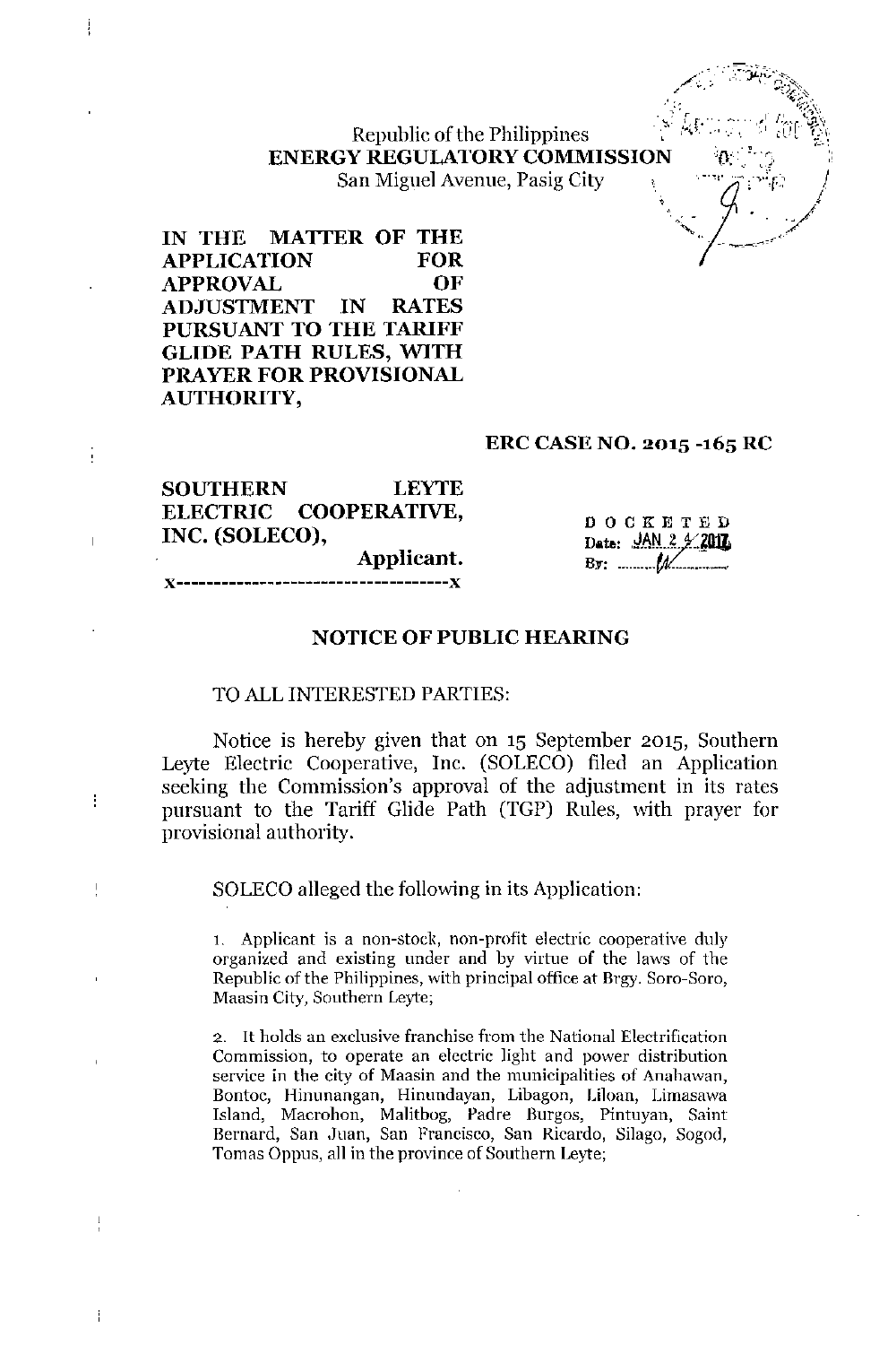Republic of the Philippines
**ENERGY REGULATORY COMMISSION**
San Miguel Avenue, Pasig City

**IN THE MATTER OF THE APPLICATION FOR APPROVAL OF ADJUSTMENT IN RATES PURSUANT TO THE TARIFF GLIDE PATH RULES, WITH PRAYER FOR PROVISIONAL AUTHORITY,**

**ERC CASE NO. 2015 -165 RC**

**SOUTHERN LEYTE ELECTRIC COOPERATIVE, INC. (SOLECO),**
**Applicant.**
**x-------------------------------------x**

DOCKETED
Date: JAN 24 2017
By: ___

## NOTICE OF PUBLIC HEARING

TO ALL INTERESTED PARTIES:

Notice is hereby given that on 15 September 2015, Southern Leyte Electric Cooperative, Inc. (SOLECO) filed an Application seeking the Commission's approval of the adjustment in its rates pursuant to the Tariff Glide Path (TGP) Rules, with prayer for provisional authority.

SOLECO alleged the following in its Application:

1. Applicant is a non-stock, non-profit electric cooperative duly organized and existing under and by virtue of the laws of the Republic of the Philippines, with principal office at Brgy. Soro-Soro, Maasin City, Southern Leyte;

2. It holds an exclusive franchise from the National Electrification Commission, to operate an electric light and power distribution service in the city of Maasin and the municipalities of Anahawan, Bontoc, Hinunangan, Hinundayan, Libagon, Liloan, Limasawa Island, Macrohon, Malitbog, Padre Burgos, Pintuyan, Saint Bernard, San Juan, San Francisco, San Ricardo, Silago, Sogod, Tomas Oppus, all in the province of Southern Leyte;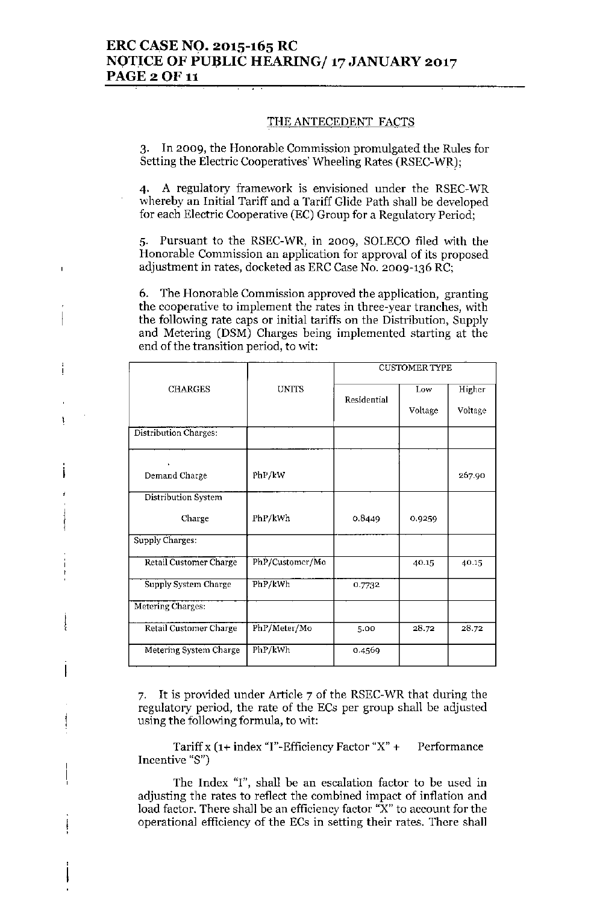## THE ANTECEDENT FACTS

3. In 2009, the Honorable Commission promulgated the Rules for Setting the Electric Cooperatives' Wheeling Rates (RSEC-WR);

4. A regulatory framework is envisioned under the RSEC-WR whereby an Initial Tariff and a Tariff Glide Path shall be developed for each Electric Cooperative (EC) Group for a Regulatory Period;

5. Pursuant to the RSEC-WR, in 2009, SOLECO filed with the Honorable Commission an application for approval of its proposed adjustment in rates, docketed as ERC Case No. 2009-136 RC;

6. The Honorable Commission approved the application, granting the cooperative to implement the rates in three-year tranches, with the following rate caps or initial tariffs on the Distribution, Supply and Metering (DSM) Charges being implemented starting at the end of the transition period, to wit:

| CHARGES | UNITS | CUSTOMER TYPE | | |
|---|---|---|---|---|
| | | Residential | Low Voltage | Higher Voltage |
| Distribution Charges: | | | | |
| Demand Charge | PhP/kW | | | 267.90 |
| Distribution System Charge | PhP/kWh | 0.8449 | 0.9259 | |
| Supply Charges: | | | | |
| Retail Customer Charge | PhP/Customer/Mo | | 40.15 | 40.15 |
| Supply System Charge | PhP/kWh | 0.7732 | | |
| Metering Charges: | | | | |
| Retail Customer Charge | PhP/Meter/Mo | 5.00 | 28.72 | 28.72 |
| Metering System Charge | PhP/kWh | 0.4569 | | |

7. It is provided under Article 7 of the RSEC-WR that during the regulatory period, the rate of the ECs per group shall be adjusted using the following formula, to wit:

Tariff x (1+ index "I"-Efficiency Factor "X" + Performance Incentive "S")

The Index "I", shall be an escalation factor to be used in adjusting the rates to reflect the combined impact of inflation and load factor. There shall be an efficiency factor "X" to account for the operational efficiency of the ECs in setting their rates. There shall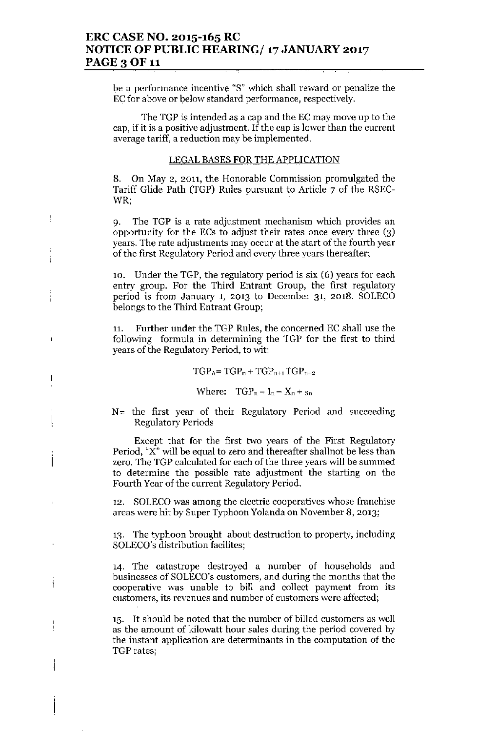be a performance incentive "S" which shall reward or penalize the EC for above or below standard performance, respectively.

The TGP is intended as a cap and the EC may move up to the cap, if it is a positive adjustment. If the cap is lower than the current average tariff, a reduction may be implemented.

## LEGAL BASES FOR THE APPLICATION

8. On May 2, 2011, the Honorable Commission promulgated the Tariff Glide Path (TGP) Rules pursuant to Article 7 of the RSEC-WR;

9. The TGP is a rate adjustment mechanism which provides an opportunity for the ECs to adjust their rates once every three (3) years. The rate adjustments may occur at the start of the fourth year of the first Regulatory Period and every three years thereafter;

10. Under the TGP, the regulatory period is six (6) years for each entry group. For the Third Entrant Group, the first regulatory period is from January 1, 2013 to December 31, 2018. SOLECO belongs to the Third Entrant Group;

11. Further under the TGP Rules, the concerned EC shall use the following formula in determining the TGP for the first to third years of the Regulatory Period, to wit:

$$TGP_A = TGP_n + TGP_{n+1} TGP_{n+2}$$

$$\text{Where: } TGP_n = I_n - X_n + s_n$$

N= the first year of their Regulatory Period and succeeding Regulatory Periods

Except that for the first two years of the First Regulatory Period, "X" will be equal to zero and thereafter shallnot be less than zero. The TGP calculated for each of the three years will be summed to determine the possible rate adjustment the starting on the Fourth Year of the current Regulatory Period.

12. SOLECO was among the electric cooperatives whose franchise areas were hit by Super Typhoon Yolanda on November 8, 2013;

13. The typhoon brought about destruction to property, including SOLECO's distribution facilites;

14. The catastrope destroyed a number of households and businesses of SOLECO's customers, and during the months that the cooperative was unable to bill and collect payment from its customers, its revenues and number of customers were affected;

15. It should be noted that the number of billed customers as well as the amount of kilowatt hour sales during the period covered by the instant application are determinants in the computation of the TGP rates;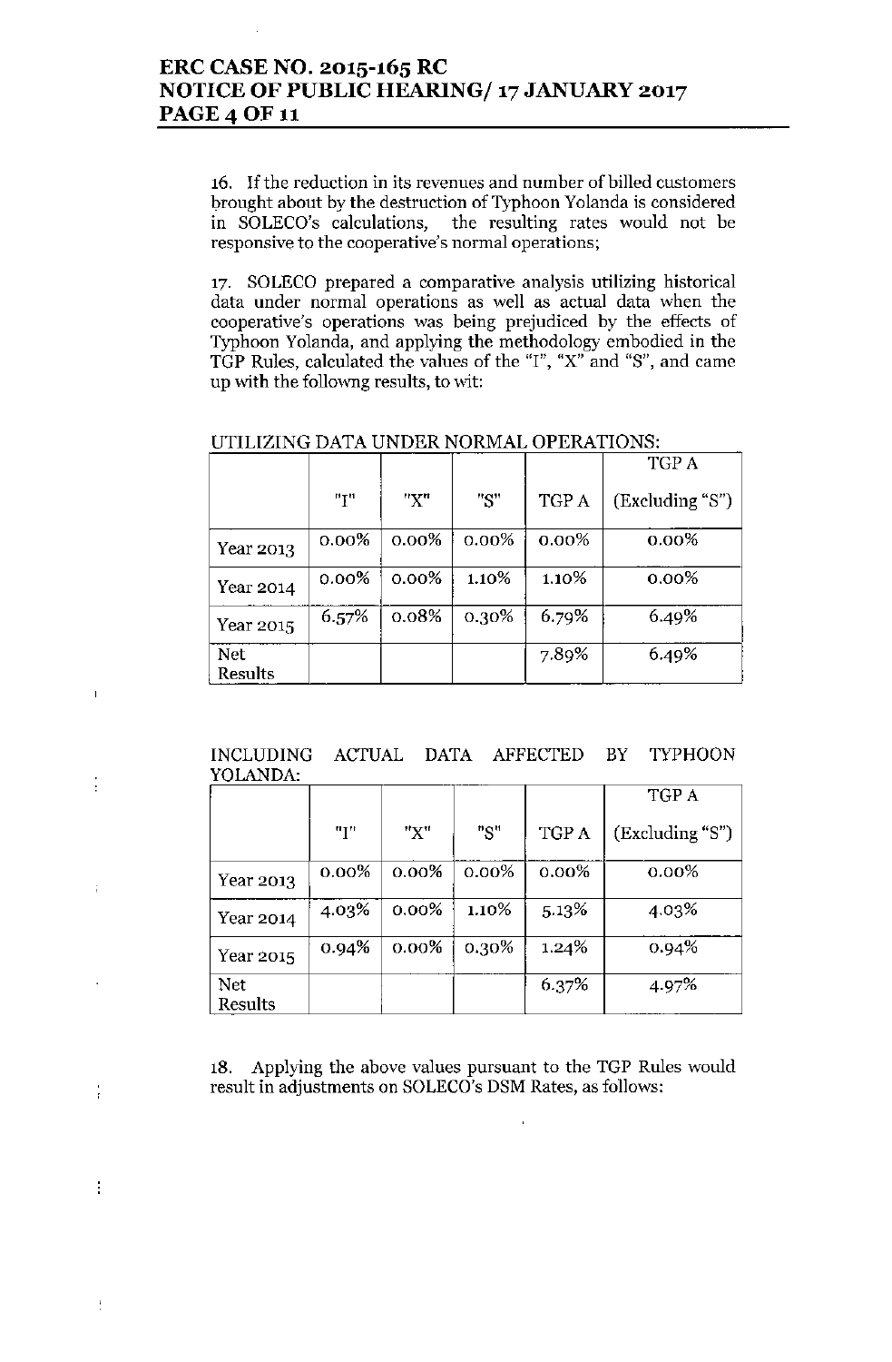16. If the reduction in its revenues and number of billed customers brought about by the destruction of Typhoon Yolanda is considered in SOLECO's calculations, the resulting rates would not be responsive to the cooperative's normal operations;

17. SOLECO prepared a comparative analysis utilizing historical data under normal operations as well as actual data when the cooperative's operations was being prejudiced by the effects of Typhoon Yolanda, and applying the methodology embodied in the TGP Rules, calculated the values of the "I", "X" and "S", and came up with the followng results, to wit:

UTILIZING DATA UNDER NORMAL OPERATIONS:

| | "I" | "X" | "S" | TGP A | TGP A (Excluding "S") |
|---|---|---|---|---|---|
| Year 2013 | 0.00% | 0.00% | 0.00% | 0.00% | 0.00% |
| Year 2014 | 0.00% | 0.00% | 1.10% | 1.10% | 0.00% |
| Year 2015 | 6.57% | 0.08% | 0.30% | 6.79% | 6.49% |
| Net Results | | | | 7.89% | 6.49% |

INCLUDING ACTUAL DATA AFFECTED BY TYPHOON YOLANDA:

| | "I" | "X" | "S" | TGP A | TGP A (Excluding "S") |
|---|---|---|---|---|---|
| Year 2013 | 0.00% | 0.00% | 0.00% | 0.00% | 0.00% |
| Year 2014 | 4.03% | 0.00% | 1.10% | 5.13% | 4.03% |
| Year 2015 | 0.94% | 0.00% | 0.30% | 1.24% | 0.94% |
| Net Results | | | | 6.37% | 4.97% |

18. Applying the above values pursuant to the TGP Rules would result in adjustments on SOLECO's DSM Rates, as follows: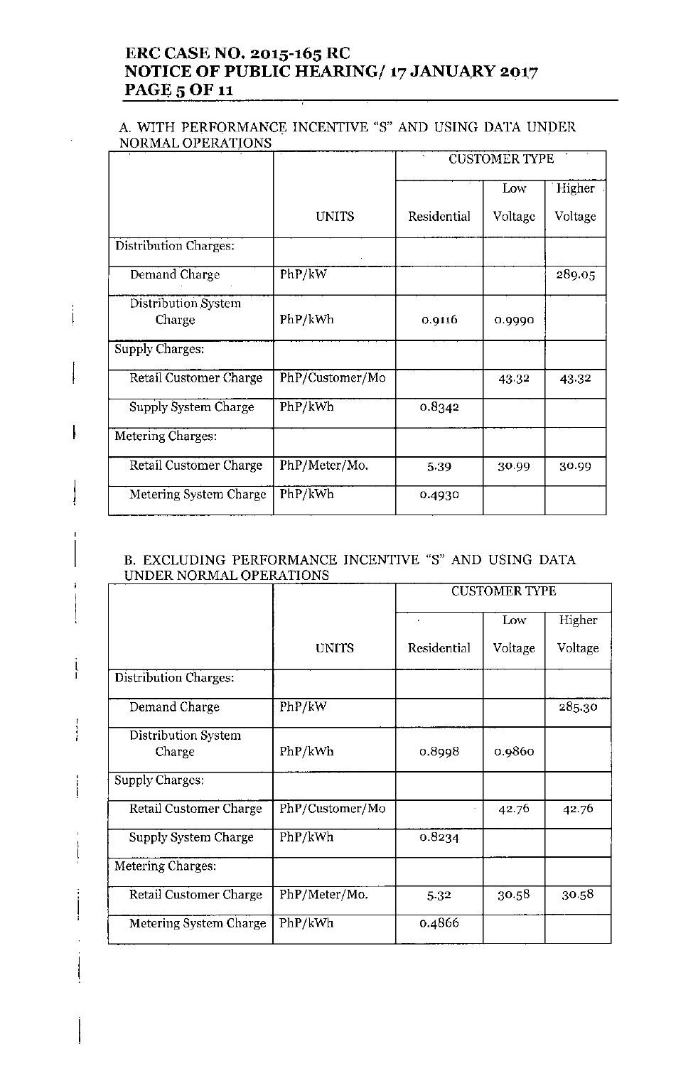A. WITH PERFORMANCE INCENTIVE "S" AND USING DATA UNDER NORMAL OPERATIONS

| | UNITS | CUSTOMER TYPE | | |
|---|---|---|---|---|
| | | Residential | Low Voltage | Higher Voltage |
| Distribution Charges: | | | | |
| Demand Charge | PhP/kW | | | 289.05 |
| Distribution System Charge | PhP/kWh | 0.9116 | 0.9990 | |
| Supply Charges: | | | | |
| Retail Customer Charge | PhP/Customer/Mo | | 43.32 | 43.32 |
| Supply System Charge | PhP/kWh | 0.8342 | | |
| Metering Charges: | | | | |
| Retail Customer Charge | PhP/Meter/Mo. | 5.39 | 30.99 | 30.99 |
| Metering System Charge | PhP/kWh | 0.4930 | | |

B. EXCLUDING PERFORMANCE INCENTIVE "S" AND USING DATA UNDER NORMAL OPERATIONS

| | UNITS | CUSTOMER TYPE | | |
|---|---|---|---|---|
| | | Residential | Low Voltage | Higher Voltage |
| Distribution Charges: | | | | |
| Demand Charge | PhP/kW | | | 285.30 |
| Distribution System Charge | PhP/kWh | 0.8998 | 0.9860 | |
| Supply Charges: | | | | |
| Retail Customer Charge | PhP/Customer/Mo | | 42.76 | 42.76 |
| Supply System Charge | PhP/kWh | 0.8234 | | |
| Metering Charges: | | | | |
| Retail Customer Charge | PhP/Meter/Mo. | 5.32 | 30.58 | 30.58 |
| Metering System Charge | PhP/kWh | 0.4866 | | |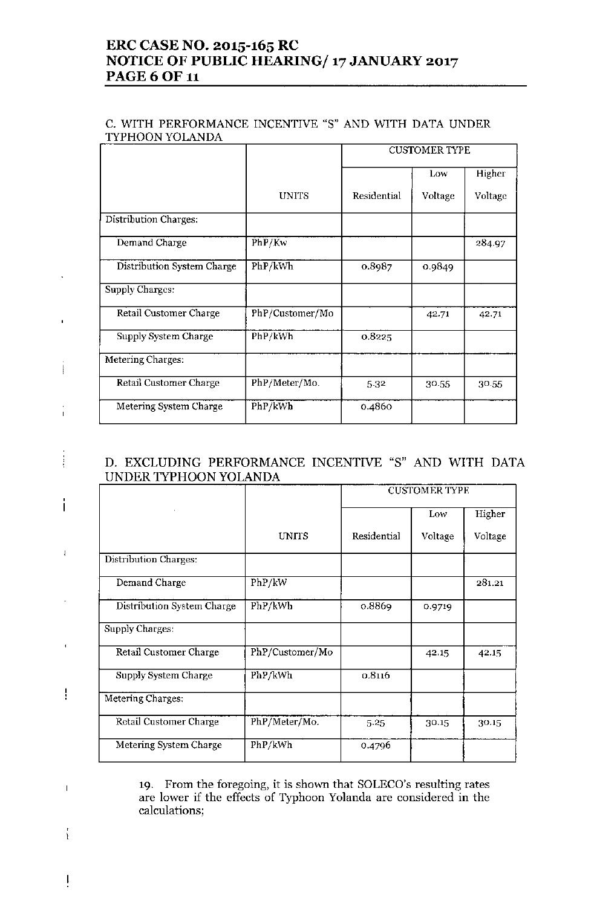C. WITH PERFORMANCE INCENTIVE "S" AND WITH DATA UNDER TYPHOON YOLANDA

| | | CUSTOMER TYPE | | |
|---|---|---|---|---|
| | UNITS | Residential | Low Voltage | Higher Voltage |
| Distribution Charges: | | | | |
| Demand Charge | PhP/Kw | | | 284.97 |
| Distribution System Charge | PhP/kWh | 0.8987 | 0.9849 | |
| Supply Charges: | | | | |
| Retail Customer Charge | PhP/Customer/Mo | | 42.71 | 42.71 |
| Supply System Charge | PhP/kWh | 0.8225 | | |
| Metering Charges: | | | | |
| Retail Customer Charge | PhP/Meter/Mo. | 5.32 | 30.55 | 30.55 |
| Metering System Charge | PhP/kWh | 0.4860 | | |

D. EXCLUDING PERFORMANCE INCENTIVE "S" AND WITH DATA UNDER TYPHOON YOLANDA

| | | CUSTOMER TYPE | | |
|---|---|---|---|---|
| | UNITS | Residential | Low Voltage | Higher Voltage |
| Distribution Charges: | | | | |
| Demand Charge | PhP/kW | | | 281.21 |
| Distribution System Charge | PhP/kWh | 0.8869 | 0.9719 | |
| Supply Charges: | | | | |
| Retail Customer Charge | PhP/Customer/Mo | | 42.15 | 42.15 |
| Supply System Charge | PhP/kWh | 0.8116 | | |
| Metering Charges: | | | | |
| Retail Customer Charge | PhP/Meter/Mo. | 5.25 | 30.15 | 30.15 |
| Metering System Charge | PhP/kWh | 0.4796 | | |

19. From the foregoing, it is shown that SOLECO's resulting rates are lower if the effects of Typhoon Yolanda are considered in the calculations;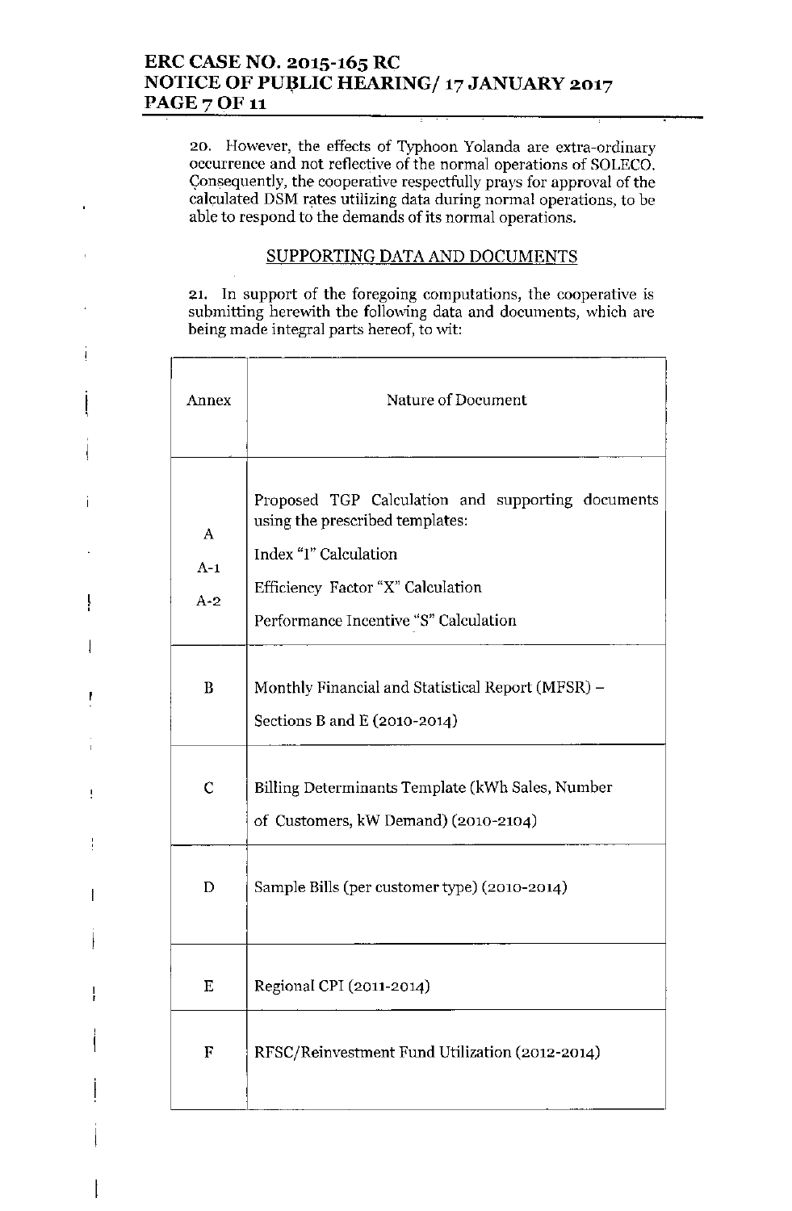20. However, the effects of Typhoon Yolanda are extra-ordinary occurrence and not reflective of the normal operations of SOLECO. Consequently, the cooperative respectfully prays for approval of the calculated DSM rates utilizing data during normal operations, to be able to respond to the demands of its normal operations.

## SUPPORTING DATA AND DOCUMENTS

21. In support of the foregoing computations, the cooperative is submitting herewith the following data and documents, which are being made integral parts hereof, to wit:

| Annex | Nature of Document |
|---|---|
| A<br>A-1<br>A-2 | Proposed TGP Calculation and supporting documents using the prescribed templates:<br>Index "I" Calculation<br>Efficiency Factor "X" Calculation<br>Performance Incentive "S" Calculation |
| B | Monthly Financial and Statistical Report (MFSR) – Sections B and E (2010-2014) |
| C | Billing Determinants Template (kWh Sales, Number of Customers, kW Demand) (2010-2104) |
| D | Sample Bills (per customer type) (2010-2014) |
| E | Regional CPI (2011-2014) |
| F | RFSC/Reinvestment Fund Utilization (2012-2014) |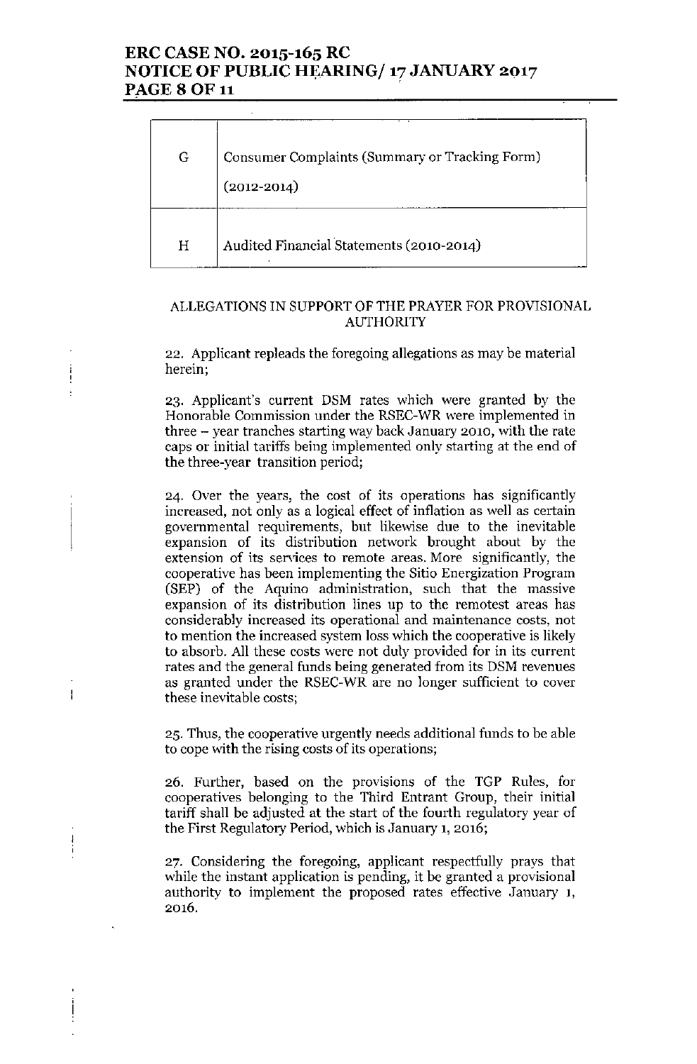| | |
|---|---|
| G | Consumer Complaints (Summary or Tracking Form) (2012-2014) |
| H | Audited Financial Statements (2010-2014) |

ALLEGATIONS IN SUPPORT OF THE PRAYER FOR PROVISIONAL AUTHORITY

22. Applicant repleads the foregoing allegations as may be material herein;

23. Applicant's current DSM rates which were granted by the Honorable Commission under the RSEC-WR were implemented in three – year tranches starting way back January 2010, with the rate caps or initial tariffs being implemented only starting at the end of the three-year transition period;

24. Over the years, the cost of its operations has significantly increased, not only as a logical effect of inflation as well as certain governmental requirements, but likewise due to the inevitable expansion of its distribution network brought about by the extension of its services to remote areas. More significantly, the cooperative has been implementing the Sitio Energization Program (SEP) of the Aquino administration, such that the massive expansion of its distribution lines up to the remotest areas has considerably increased its operational and maintenance costs, not to mention the increased system loss which the cooperative is likely to absorb. All these costs were not duly provided for in its current rates and the general funds being generated from its DSM revenues as granted under the RSEC-WR are no longer sufficient to cover these inevitable costs;

25. Thus, the cooperative urgently needs additional funds to be able to cope with the rising costs of its operations;

26. Further, based on the provisions of the TGP Rules, for cooperatives belonging to the Third Entrant Group, their initial tariff shall be adjusted at the start of the fourth regulatory year of the First Regulatory Period, which is January 1, 2016;

27. Considering the foregoing, applicant respectfully prays that while the instant application is pending, it be granted a provisional authority to implement the proposed rates effective January 1, 2016.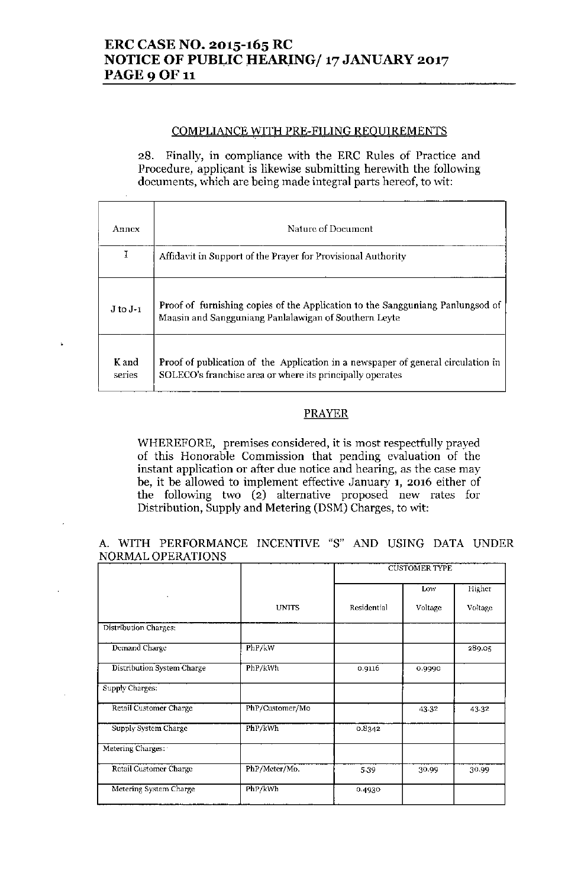## COMPLIANCE WITH PRE-FILING REQUIREMENTS

28. Finally, in compliance with the ERC Rules of Practice and Procedure, applicant is likewise submitting herewith the following documents, which are being made integral parts hereof, to wit:

| Annex | Nature of Document |
|---|---|
| I | Affidavit in Support of the Prayer for Provisional Authority |
| J to J-1 | Proof of furnishing copies of the Application to the Sangguniang Panlungsod of Maasin and Sangguniang Panlalawigan of Southern Leyte |
| K and series | Proof of publication of the Application in a newspaper of general circulation in SOLECO's franchise area or where its principally operates |

## PRAYER

WHEREFORE, premises considered, it is most respectfully prayed of this Honorable Commission that pending evaluation of the instant application or after due notice and hearing, as the case may be, it be allowed to implement effective January 1, 2016 either of the following two (2) alternative proposed new rates for Distribution, Supply and Metering (DSM) Charges, to wit:

A. WITH PERFORMANCE INCENTIVE "S" AND USING DATA UNDER NORMAL OPERATIONS

| | | CUSTOMER TYPE | | |
|---|---|---|---|---|
| | UNITS | Residential | Low Voltage | Higher Voltage |
| Distribution Charges: | | | | |
| Demand Charge | PhP/kW | | | 289.05 |
| Distribution System Charge | PhP/kWh | 0.9116 | 0.9990 | |
| Supply Charges: | | | | |
| Retail Customer Charge | PhP/Customer/Mo | | 43.32 | 43.32 |
| Supply System Charge | PhP/kWh | 0.8342 | | |
| Metering Charges: | | | | |
| Retail Customer Charge | PhP/Meter/Mo. | 5.39 | 30.99 | 30.99 |
| Metering System Charge | PhP/kWh | 0.4930 | | |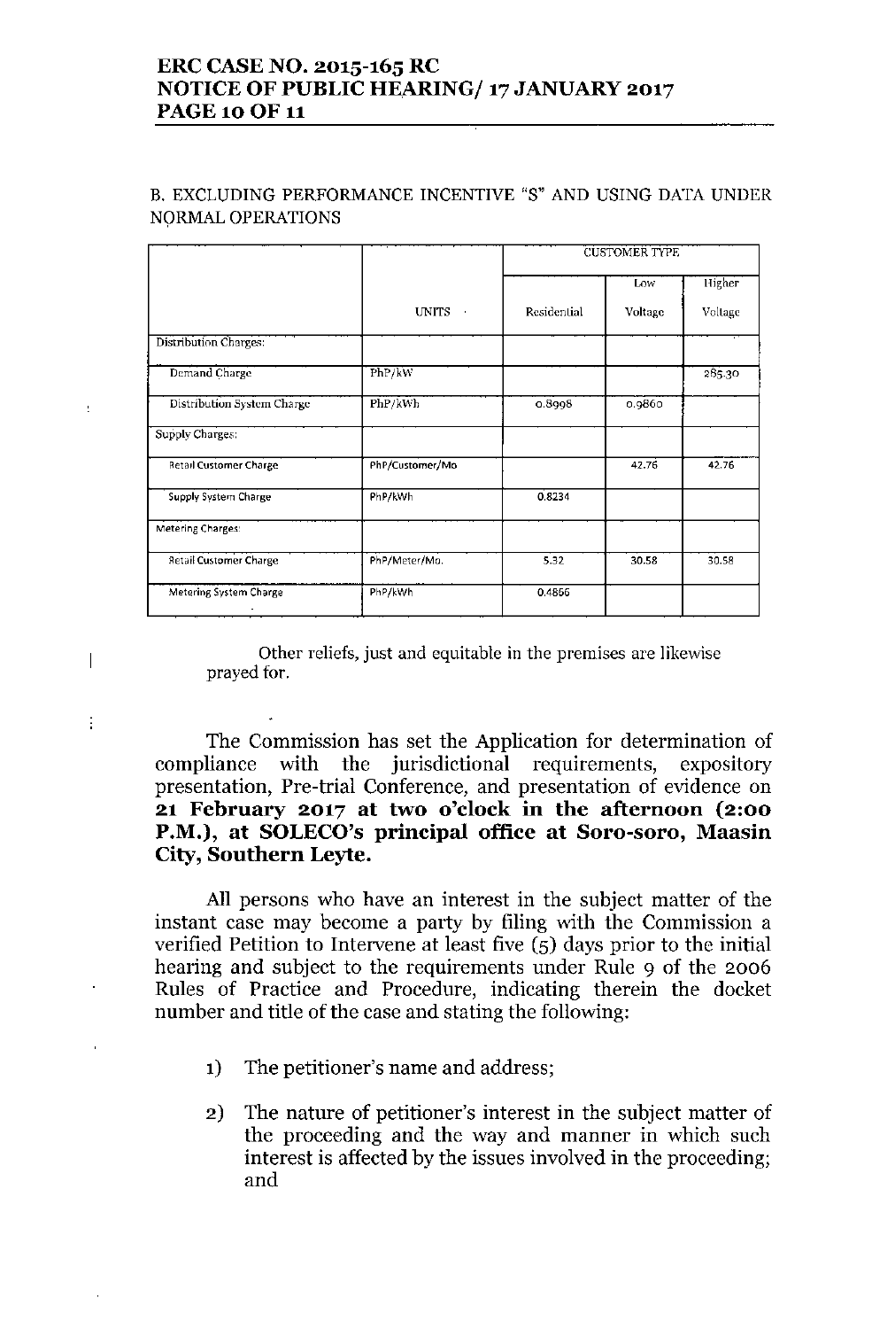B. EXCLUDING PERFORMANCE INCENTIVE "S" AND USING DATA UNDER NORMAL OPERATIONS

| | | CUSTOMER TYPE | | |
|---|---|---|---|---|
| | UNITS | Residential | Low Voltage | Higher Voltage |
| Distribution Charges: | | | | |
| Demand Charge | PhP/kW | | | 285.30 |
| Distribution System Charge | PhP/kWh | 0.8998 | 0.9860 | |
| Supply Charges: | | | | |
| Retail Customer Charge | PhP/Customer/Mo | | 42.76 | 42.76 |
| Supply System Charge | PhP/kWh | 0.8234 | | |
| Metering Charges: | | | | |
| Retail Customer Charge | PhP/Meter/Mo. | 5.32 | 30.58 | 30.58 |
| Metering System Charge | PhP/kWh | 0.4866 | | |

Other reliefs, just and equitable in the premises are likewise prayed for.

The Commission has set the Application for determination of compliance with the jurisdictional requirements, expository presentation, Pre-trial Conference, and presentation of evidence on **21 February 2017 at two o'clock in the afternoon (2:00 P.M.), at SOLECO's principal office at Soro-soro, Maasin City, Southern Leyte.**

All persons who have an interest in the subject matter of the instant case may become a party by filing with the Commission a verified Petition to Intervene at least five (5) days prior to the initial hearing and subject to the requirements under Rule 9 of the 2006 Rules of Practice and Procedure, indicating therein the docket number and title of the case and stating the following:

1) The petitioner's name and address;

2) The nature of petitioner's interest in the subject matter of the proceeding and the way and manner in which such interest is affected by the issues involved in the proceeding; and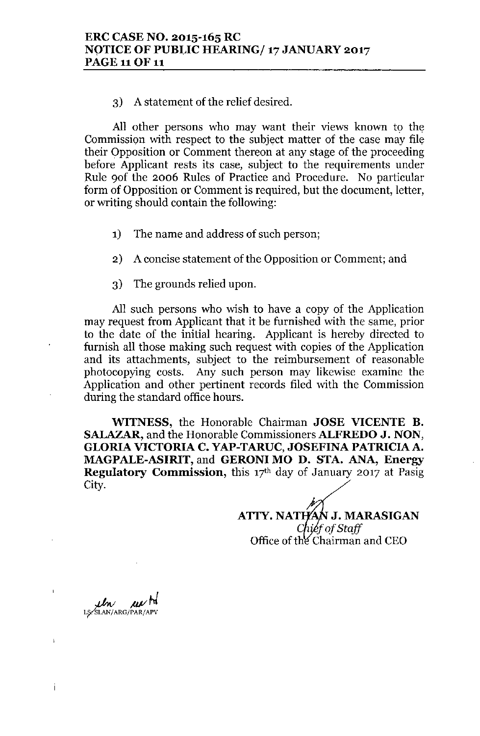3) A statement of the relief desired.

All other persons who may want their views known to the Commission with respect to the subject matter of the case may file their Opposition or Comment thereon at any stage of the proceeding before Applicant rests its case, subject to the requirements under Rule 9of the 2006 Rules of Practice and Procedure. No particular form of Opposition or Comment is required, but the document, letter, or writing should contain the following:

1) The name and address of such person;

2) A concise statement of the Opposition or Comment; and

3) The grounds relied upon.

All such persons who wish to have a copy of the Application may request from Applicant that it be furnished with the same, prior to the date of the initial hearing. Applicant is hereby directed to furnish all those making such request with copies of the Application and its attachments, subject to the reimbursement of reasonable photocopying costs. Any such person may likewise examine the Application and other pertinent records filed with the Commission during the standard office hours.

**WITNESS**, the Honorable Chairman **JOSE VICENTE B. SALAZAR**, and the Honorable Commissioners **ALFREDO J. NON**, **GLORIA VICTORIA C. YAP-TARUC**, **JOSEFINA PATRICIA A. MAGPALE-ASIRIT**, and **GERONI MO D. STA. ANA, Energy Regulatory Commission**, this 17th day of January 2017 at Pasig City.

**ATTY. NATHAN J. MARASIGAN**
*Chief of Staff*
Office of the Chairman and CEO

LS/SLAN/ARG/PAR/APV